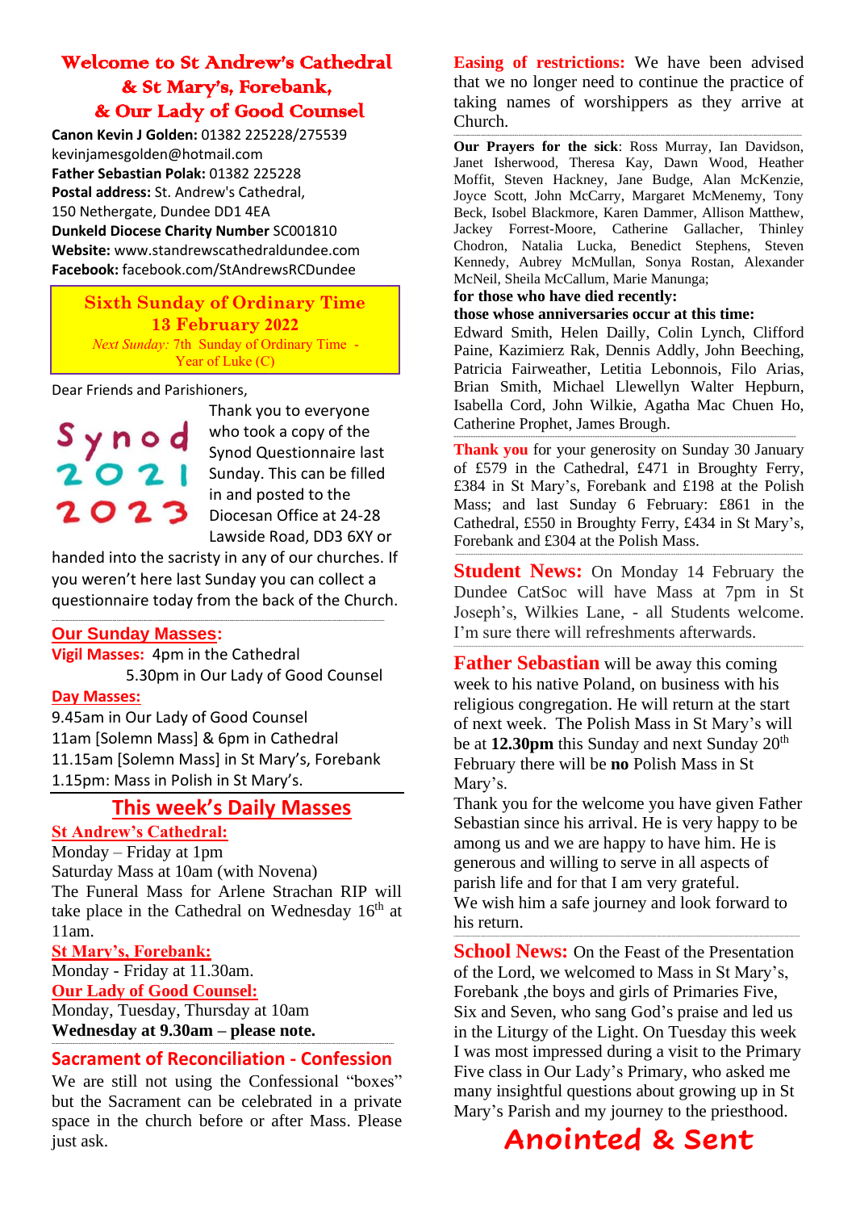# Welcome to St Andrew's Cathedral & St Mary's, Forebank, & Our Lady of Good Counsel

**Canon Kevin J Golden:** 01382 225228/275539
kevinjamesgolden@hotmail.com
**Father Sebastian Polak:** 01382 225228
**Postal address:** St. Andrew's Cathedral, 150 Nethergate, Dundee DD1 4EA
**Dunkeld Diocese Charity Number** SC001810
**Website:** www.standrewscathedraldundee.com
**Facebook:** facebook.com/StAndrewsRCDundee

## Sixth Sunday of Ordinary Time
## 13 February 2022

*Next Sunday:* 7th Sunday of Ordinary Time - Year of Luke (C)

Dear Friends and Parishioners,

Synod 2021 2023

Thank you to everyone who took a copy of the Synod Questionnaire last Sunday. This can be filled in and posted to the Diocesan Office at 24-28 Lawside Road, DD3 6XY or handed into the sacristy in any of our churches. If you weren't here last Sunday you can collect a questionnaire today from the back of the Church.

### Our Sunday Masses:

**Vigil Masses:** 4pm in the Cathedral
5.30pm in Our Lady of Good Counsel

**Day Masses:**
9.45am in Our Lady of Good Counsel
11am [Solemn Mass] & 6pm in Cathedral
11.15am [Solemn Mass] in St Mary's, Forebank
1.15pm: Mass in Polish in St Mary's.

## This week's Daily Masses

**St Andrew's Cathedral:**
Monday – Friday at 1pm
Saturday Mass at 10am (with Novena)
The Funeral Mass for Arlene Strachan RIP will take place in the Cathedral on Wednesday 16th at 11am.

**St Mary's, Forebank:**
Monday - Friday at 11.30am.

**Our Lady of Good Counsel:**
Monday, Tuesday, Thursday at 10am
**Wednesday at 9.30am – please note.**

### Sacrament of Reconciliation - Confession

We are still not using the Confessional "boxes" but the Sacrament can be celebrated in a private space in the church before or after Mass. Please just ask.

**Easing of restrictions:** We have been advised that we no longer need to continue the practice of taking names of worshippers as they arrive at Church.

**Our Prayers for the sick**: Ross Murray, Ian Davidson, Janet Isherwood, Theresa Kay, Dawn Wood, Heather Moffit, Steven Hackney, Jane Budge, Alan McKenzie, Joyce Scott, John McCarry, Margaret McMenemy, Tony Beck, Isobel Blackmore, Karen Dammer, Allison Matthew, Jackey Forrest-Moore, Catherine Gallacher, Thinley Chodron, Natalia Lucka, Benedict Stephens, Steven Kennedy, Aubrey McMullan, Sonya Rostan, Alexander McNeil, Sheila McCallum, Marie Manunga;

**for those who have died recently:**

**those whose anniversaries occur at this time:**
Edward Smith, Helen Dailly, Colin Lynch, Clifford Paine, Kazimierz Rak, Dennis Addly, John Beeching, Patricia Fairweather, Letitia Lebonnois, Filo Arias, Brian Smith, Michael Llewellyn Walter Hepburn, Isabella Cord, John Wilkie, Agatha Mac Chuen Ho, Catherine Prophet, James Brough.

**Thank you** for your generosity on Sunday 30 January of £579 in the Cathedral, £471 in Broughty Ferry, £384 in St Mary's, Forebank and £198 at the Polish Mass; and last Sunday 6 February: £861 in the Cathedral, £550 in Broughty Ferry, £434 in St Mary's, Forebank and £304 at the Polish Mass.

**Student News:** On Monday 14 February the Dundee CatSoc will have Mass at 7pm in St Joseph's, Wilkies Lane, - all Students welcome. I'm sure there will refreshments afterwards.

**Father Sebastian** will be away this coming week to his native Poland, on business with his religious congregation. He will return at the start of next week. The Polish Mass in St Mary's will be at **12.30pm** this Sunday and next Sunday 20th February there will be **no** Polish Mass in St Mary's.
Thank you for the welcome you have given Father Sebastian since his arrival. He is very happy to be among us and we are happy to have him. He is generous and willing to serve in all aspects of parish life and for that I am very grateful.
We wish him a safe journey and look forward to his return.

**School News:** On the Feast of the Presentation of the Lord, we welcomed to Mass in St Mary's, Forebank ,the boys and girls of Primaries Five, Six and Seven, who sang God's praise and led us in the Liturgy of the Light. On Tuesday this week I was most impressed during a visit to the Primary Five class in Our Lady's Primary, who asked me many insightful questions about growing up in St Mary's Parish and my journey to the priesthood.

**Anointed & Sent**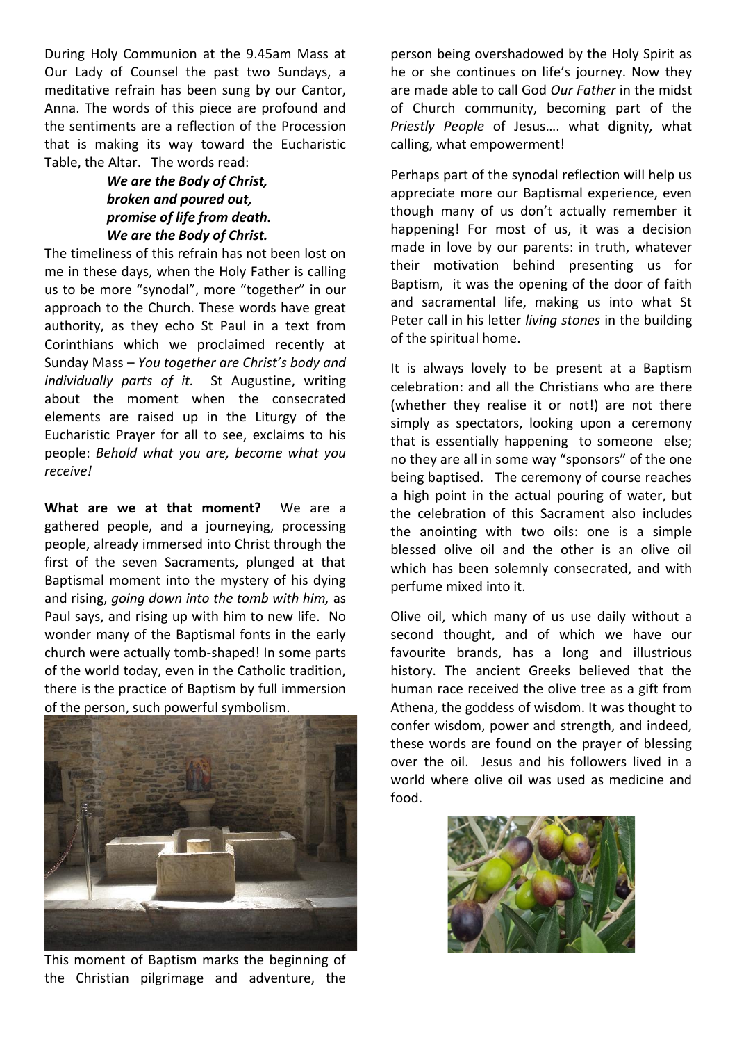During Holy Communion at the 9.45am Mass at Our Lady of Counsel the past two Sundays, a meditative refrain has been sung by our Cantor, Anna. The words of this piece are profound and the sentiments are a reflection of the Procession that is making its way toward the Eucharistic Table, the Altar. The words read:

> ***We are the Body of Christ,***
> ***broken and poured out,***
> ***promise of life from death.***
> ***We are the Body of Christ.***

The timeliness of this refrain has not been lost on me in these days, when the Holy Father is calling us to be more "synodal", more "together" in our approach to the Church. These words have great authority, as they echo St Paul in a text from Corinthians which we proclaimed recently at Sunday Mass – *You together are Christ's body and individually parts of it.* St Augustine, writing about the moment when the consecrated elements are raised up in the Liturgy of the Eucharistic Prayer for all to see, exclaims to his people: *Behold what you are, become what you receive!*

**What are we at that moment?** We are a gathered people, and a journeying, processing people, already immersed into Christ through the first of the seven Sacraments, plunged at that Baptismal moment into the mystery of his dying and rising, *going down into the tomb with him,* as Paul says, and rising up with him to new life. No wonder many of the Baptismal fonts in the early church were actually tomb-shaped! In some parts of the world today, even in the Catholic tradition, there is the practice of Baptism by full immersion of the person, such powerful symbolism.

This moment of Baptism marks the beginning of the Christian pilgrimage and adventure, the person being overshadowed by the Holy Spirit as he or she continues on life's journey. Now they are made able to call God *Our Father* in the midst of Church community, becoming part of the *Priestly People* of Jesus…. what dignity, what calling, what empowerment!

Perhaps part of the synodal reflection will help us appreciate more our Baptismal experience, even though many of us don't actually remember it happening! For most of us, it was a decision made in love by our parents: in truth, whatever their motivation behind presenting us for Baptism, it was the opening of the door of faith and sacramental life, making us into what St Peter call in his letter *living stones* in the building of the spiritual home.

It is always lovely to be present at a Baptism celebration: and all the Christians who are there (whether they realise it or not!) are not there simply as spectators, looking upon a ceremony that is essentially happening to someone else; no they are all in some way "sponsors" of the one being baptised. The ceremony of course reaches a high point in the actual pouring of water, but the celebration of this Sacrament also includes the anointing with two oils: one is a simple blessed olive oil and the other is an olive oil which has been solemnly consecrated, and with perfume mixed into it.

Olive oil, which many of us use daily without a second thought, and of which we have our favourite brands, has a long and illustrious history. The ancient Greeks believed that the human race received the olive tree as a gift from Athena, the goddess of wisdom. It was thought to confer wisdom, power and strength, and indeed, these words are found on the prayer of blessing over the oil. Jesus and his followers lived in a world where olive oil was used as medicine and food.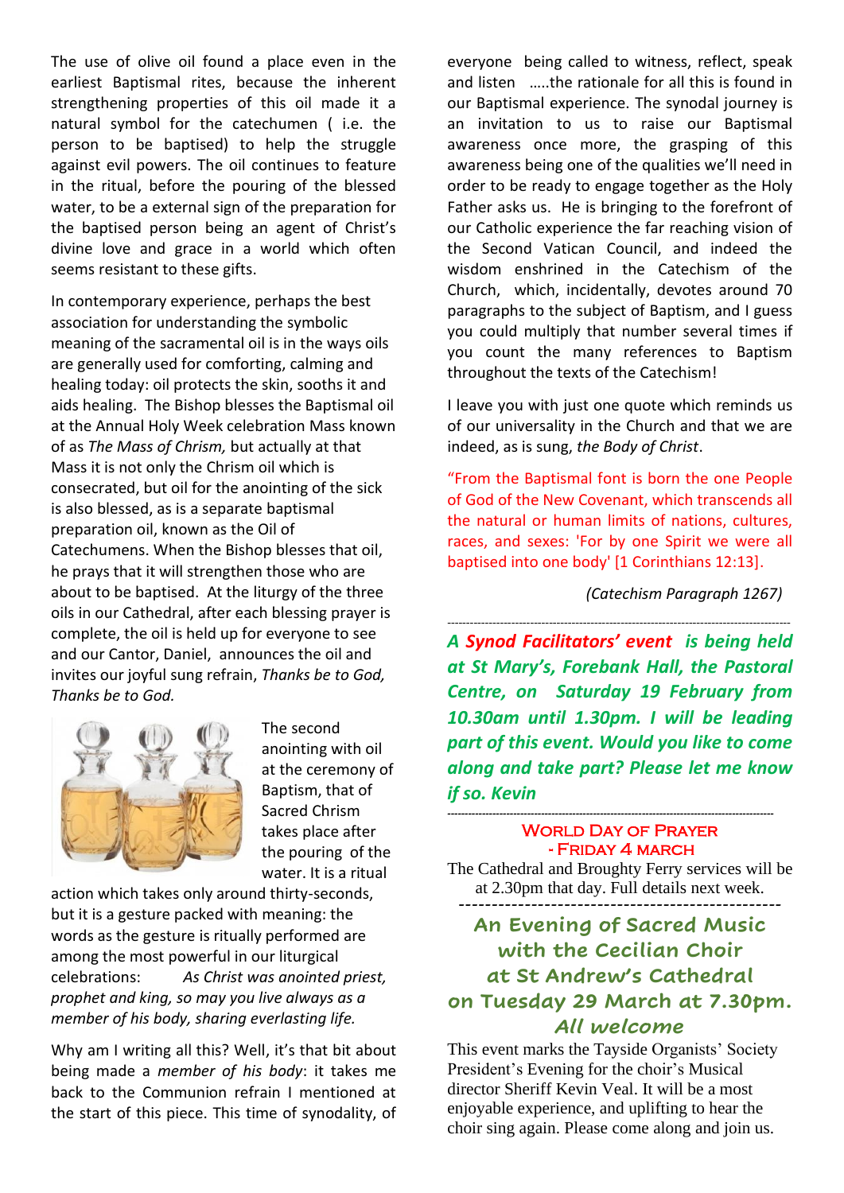The use of olive oil found a place even in the earliest Baptismal rites, because the inherent strengthening properties of this oil made it a natural symbol for the catechumen ( i.e. the person to be baptised) to help the struggle against evil powers. The oil continues to feature in the ritual, before the pouring of the blessed water, to be a external sign of the preparation for the baptised person being an agent of Christ's divine love and grace in a world which often seems resistant to these gifts.

In contemporary experience, perhaps the best association for understanding the symbolic meaning of the sacramental oil is in the ways oils are generally used for comforting, calming and healing today: oil protects the skin, sooths it and aids healing. The Bishop blesses the Baptismal oil at the Annual Holy Week celebration Mass known of as *The Mass of Chrism,* but actually at that Mass it is not only the Chrism oil which is consecrated, but oil for the anointing of the sick is also blessed, as is a separate baptismal preparation oil, known as the Oil of Catechumens. When the Bishop blesses that oil, he prays that it will strengthen those who are about to be baptised. At the liturgy of the three oils in our Cathedral, after each blessing prayer is complete, the oil is held up for everyone to see and our Cantor, Daniel, announces the oil and invites our joyful sung refrain, *Thanks be to God, Thanks be to God.*

The second anointing with oil at the ceremony of Baptism, that of Sacred Chrism takes place after the pouring of the water. It is a ritual action which takes only around thirty-seconds, but it is a gesture packed with meaning: the words as the gesture is ritually performed are among the most powerful in our liturgical celebrations: *As Christ was anointed priest, prophet and king, so may you live always as a member of his body, sharing everlasting life.*

Why am I writing all this? Well, it's that bit about being made a *member of his body*: it takes me back to the Communion refrain I mentioned at the start of this piece. This time of synodality, of everyone being called to witness, reflect, speak and listen .....the rationale for all this is found in our Baptismal experience. The synodal journey is an invitation to us to raise our Baptismal awareness once more, the grasping of this awareness being one of the qualities we'll need in order to be ready to engage together as the Holy Father asks us. He is bringing to the forefront of our Catholic experience the far reaching vision of the Second Vatican Council, and indeed the wisdom enshrined in the Catechism of the Church, which, incidentally, devotes around 70 paragraphs to the subject of Baptism, and I guess you could multiply that number several times if you count the many references to Baptism throughout the texts of the Catechism!

I leave you with just one quote which reminds us of our universality in the Church and that we are indeed, as is sung, *the Body of Christ*.

"From the Baptismal font is born the one People of God of the New Covenant, which transcends all the natural or human limits of nations, cultures, races, and sexes: 'For by one Spirit we were all baptised into one body' [1 Corinthians 12:13].

*(Catechism Paragraph 1267)*

---

***A Synod Facilitators' event is being held at St Mary's, Forebank Hall, the Pastoral Centre, on Saturday 19 February from 10.30am until 1.30pm. I will be leading part of this event. Would you like to come along and take part? Please let me know if so. Kevin***

---

## World Day of Prayer - Friday 4 March

The Cathedral and Broughty Ferry services will be at 2.30pm that day. Full details next week.

---

## An Evening of Sacred Music with the Cecilian Choir at St Andrew's Cathedral on Tuesday 29 March at 7.30pm. All welcome

This event marks the Tayside Organists' Society President's Evening for the choir's Musical director Sheriff Kevin Veal. It will be a most enjoyable experience, and uplifting to hear the choir sing again. Please come along and join us.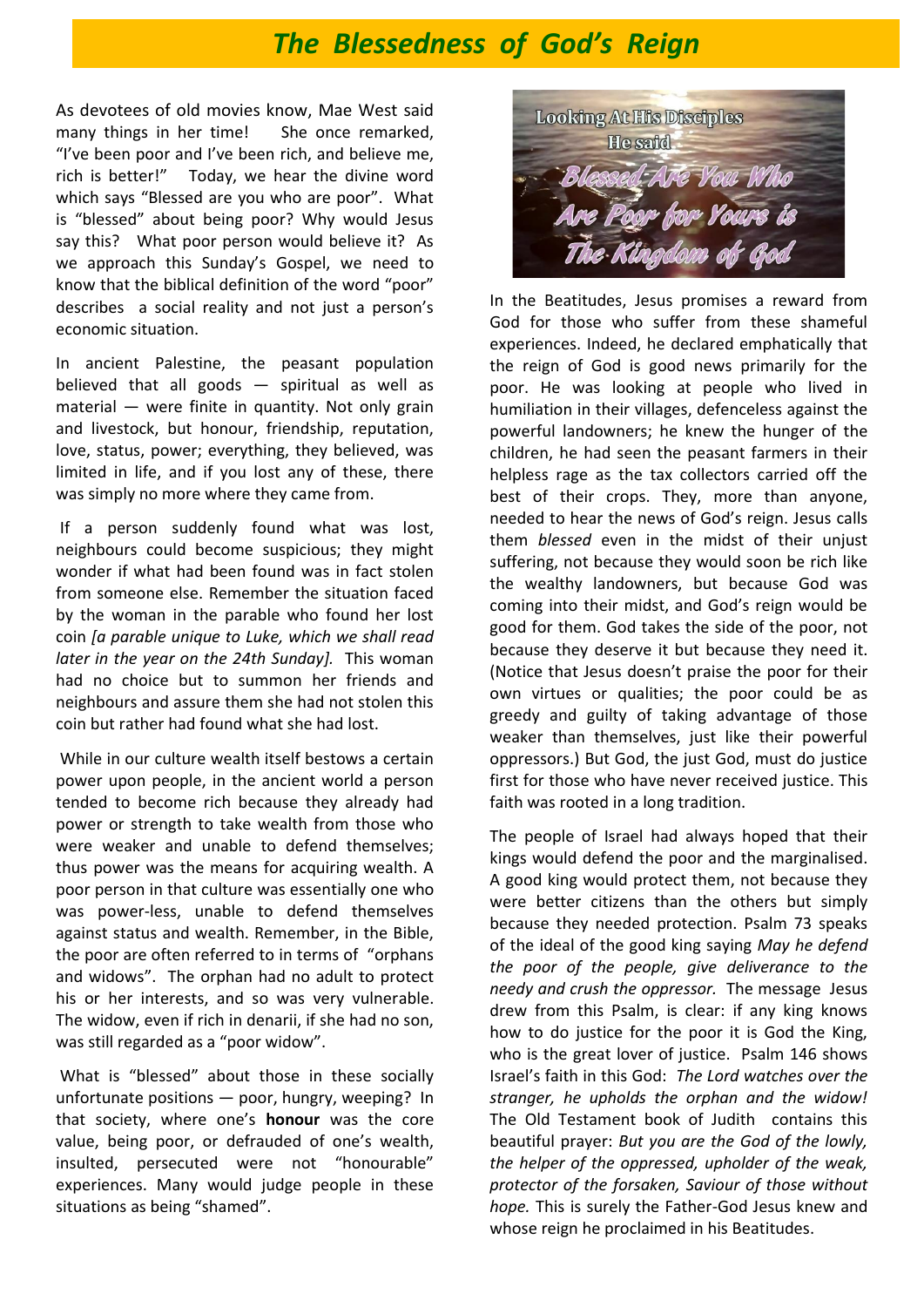# *The Blessedness of God's Reign*

As devotees of old movies know, Mae West said many things in her time! She once remarked, "I've been poor and I've been rich, and believe me, rich is better!" Today, we hear the divine word which says "Blessed are you who are poor". What is "blessed" about being poor? Why would Jesus say this? What poor person would believe it? As we approach this Sunday's Gospel, we need to know that the biblical definition of the word "poor" describes a social reality and not just a person's economic situation.

In ancient Palestine, the peasant population believed that all goods — spiritual as well as material — were finite in quantity. Not only grain and livestock, but honour, friendship, reputation, love, status, power; everything, they believed, was limited in life, and if you lost any of these, there was simply no more where they came from.

If a person suddenly found what was lost, neighbours could become suspicious; they might wonder if what had been found was in fact stolen from someone else. Remember the situation faced by the woman in the parable who found her lost coin *[a parable unique to Luke, which we shall read later in the year on the 24th Sunday].* This woman had no choice but to summon her friends and neighbours and assure them she had not stolen this coin but rather had found what she had lost.

While in our culture wealth itself bestows a certain power upon people, in the ancient world a person tended to become rich because they already had power or strength to take wealth from those who were weaker and unable to defend themselves; thus power was the means for acquiring wealth. A poor person in that culture was essentially one who was power-less, unable to defend themselves against status and wealth. Remember, in the Bible, the poor are often referred to in terms of "orphans and widows". The orphan had no adult to protect his or her interests, and so was very vulnerable. The widow, even if rich in denarii, if she had no son, was still regarded as a "poor widow".

What is "blessed" about those in these socially unfortunate positions — poor, hungry, weeping? In that society, where one's **honour** was the core value, being poor, or defrauded of one's wealth, insulted, persecuted were not "honourable" experiences. Many would judge people in these situations as being "shamed".

Looking At His Disciples He said *Blessed Are You Who Are Poor for Yours is The Kingdom of God*

In the Beatitudes, Jesus promises a reward from God for those who suffer from these shameful experiences. Indeed, he declared emphatically that the reign of God is good news primarily for the poor. He was looking at people who lived in humiliation in their villages, defenceless against the powerful landowners; he knew the hunger of the children, he had seen the peasant farmers in their helpless rage as the tax collectors carried off the best of their crops. They, more than anyone, needed to hear the news of God's reign. Jesus calls them *blessed* even in the midst of their unjust suffering, not because they would soon be rich like the wealthy landowners, but because God was coming into their midst, and God's reign would be good for them. God takes the side of the poor, not because they deserve it but because they need it. (Notice that Jesus doesn't praise the poor for their own virtues or qualities; the poor could be as greedy and guilty of taking advantage of those weaker than themselves, just like their powerful oppressors.) But God, the just God, must do justice first for those who have never received justice. This faith was rooted in a long tradition.

The people of Israel had always hoped that their kings would defend the poor and the marginalised. A good king would protect them, not because they were better citizens than the others but simply because they needed protection. Psalm 73 speaks of the ideal of the good king saying *May he defend the poor of the people, give deliverance to the needy and crush the oppressor.* The message Jesus drew from this Psalm, is clear: if any king knows how to do justice for the poor it is God the King, who is the great lover of justice. Psalm 146 shows Israel's faith in this God: *The Lord watches over the stranger, he upholds the orphan and the widow!* The Old Testament book of Judith contains this beautiful prayer: *But you are the God of the lowly, the helper of the oppressed, upholder of the weak, protector of the forsaken, Saviour of those without hope.* This is surely the Father-God Jesus knew and whose reign he proclaimed in his Beatitudes.